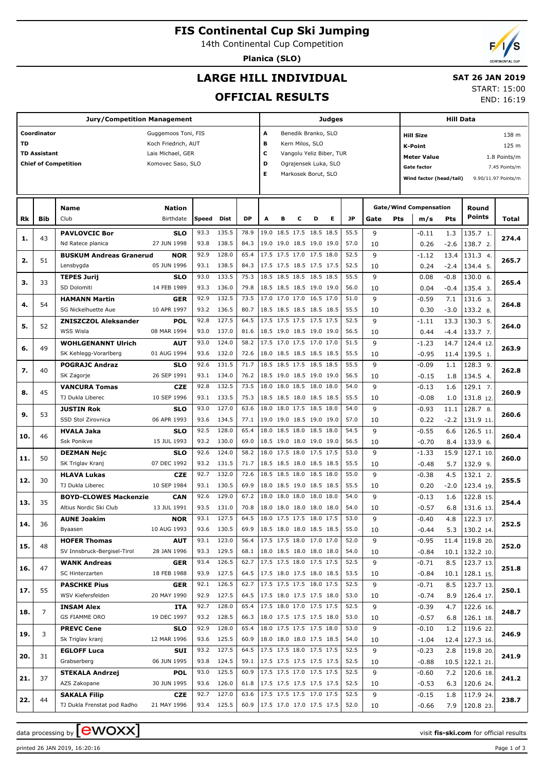# FIS Continental Cup Ski Jumping

14th Continental Cup Competition

**Planica (SLO)**

## LARGE HILL INDIVIDUAL

**SAT 26 JAN 2019**

START: 15:00

END: 16:19

## OFFICIAL RESULTS

| Jury/Competition Management | | Judges | | Hill Data | |
|---|---|---|---|---|---|
| Coordinator | Guggemoos Toni, FIS | A | Benedik Branko, SLO | Hill Size | 138 m |
| TD | Koch Friedrich, AUT | B | Kern Milos, SLO | K-Point | 125 m |
| TD Assistant | Lais Michael, GER | C | Vangolu Yeliz Biber, TUR | Meter Value | 1.8 Points/m |
| Chief of Competition | Komovec Saso, SLO | D | Ograjensek Luka, SLO | Gate factor | 7.45 Points/m |
| | | E | Markosek Borut, SLO | Wind factor (head/tail) | 9.90/11.97 Points/m |

| Rk | Bib | Name / Club | Nation / Birthdate | Speed | Dist | DP | A | B | C | D | E | JP | Gate | Pts | m/s | Pts | Round Points | Total |
|---|---|---|---|---|---|---|---|---|---|---|---|---|---|---|---|---|---|---|
| 1. | 43 | **PAVLOVCIC Bor** | **SLO** | 93.3 | 135.5 | 78.9 | 19.0 | 18.5 | 17.5 | 18.5 | 18.5 | 55.5 | 9 | | -0.11 | 1.3 | 135.7 1. | 274.4 |
| | | Nd Ratece planica | 27 JUN 1998 | 93.8 | 138.5 | 84.3 | 19.0 | 19.0 | 18.5 | 19.0 | 19.0 | 57.0 | 10 | | 0.26 | -2.6 | 138.7 2. | |
| 2. | 51 | **BUSKUM Andreas Granerud** | **NOR** | 92.9 | 128.0 | 65.4 | 17.5 | 17.5 | 17.0 | 17.5 | 18.0 | 52.5 | 9 | | -1.12 | 13.4 | 131.3 4. | 265.7 |
| | | Lensbygda | 05 JUN 1996 | 93.1 | 138.5 | 84.3 | 17.5 | 17.5 | 18.5 | 17.5 | 17.5 | 52.5 | 10 | | 0.24 | -2.4 | 134.4 5. | |
| 3. | 33 | **TEPES Jurij** | **SLO** | 93.0 | 133.5 | 75.3 | 18.5 | 18.5 | 18.5 | 18.5 | 18.5 | 55.5 | 9 | | 0.08 | -0.8 | 130.0 6. | 265.4 |
| | | SD Dolomiti | 14 FEB 1989 | 93.3 | 136.0 | 79.8 | 18.5 | 18.5 | 18.5 | 19.0 | 19.0 | 56.0 | 10 | | 0.04 | -0.4 | 135.4 3. | |
| 4. | 54 | **HAMANN Martin** | **GER** | 92.9 | 132.5 | 73.5 | 17.0 | 17.0 | 17.0 | 16.5 | 17.0 | 51.0 | 9 | | -0.59 | 7.1 | 131.6 3. | 264.8 |
| | | SG Nickelhuette Aue | 10 APR 1997 | 93.2 | 136.5 | 80.7 | 18.5 | 18.5 | 18.5 | 18.5 | 18.5 | 55.5 | 10 | | 0.30 | -3.0 | 133.2 8. | |
| 5. | 52 | **ZNISZCZOL Aleksander** | **POL** | 92.8 | 127.5 | 64.5 | 17.5 | 17.5 | 17.5 | 17.5 | 17.5 | 52.5 | 9 | | -1.11 | 13.3 | 130.3 5. | 264.0 |
| | | WSS Wisla | 08 MAR 1994 | 93.0 | 137.0 | 81.6 | 18.5 | 19.0 | 18.5 | 19.0 | 19.0 | 56.5 | 10 | | 0.44 | -4.4 | 133.7 7. | |
| 6. | 49 | **WOHLGENANNT Ulrich** | **AUT** | 93.0 | 124.0 | 58.2 | 17.5 | 17.0 | 17.5 | 17.0 | 17.0 | 51.5 | 9 | | -1.23 | 14.7 | 124.4 12. | 263.9 |
| | | SK Kehlegg-Vorarlberg | 01 AUG 1994 | 93.6 | 132.0 | 72.6 | 18.0 | 18.5 | 18.5 | 18.5 | 18.5 | 55.5 | 10 | | -0.95 | 11.4 | 139.5 1. | |
| 7. | 40 | **POGRAJC Andraz** | **SLO** | 92.6 | 131.5 | 71.7 | 18.5 | 18.5 | 17.5 | 18.5 | 18.5 | 55.5 | 9 | | -0.09 | 1.1 | 128.3 9. | 262.8 |
| | | SK Zagorje | 26 SEP 1991 | 93.1 | 134.0 | 76.2 | 18.5 | 19.0 | 18.5 | 19.0 | 19.0 | 56.5 | 10 | | -0.15 | 1.8 | 134.5 4. | |
| 8. | 45 | **VANCURA Tomas** | **CZE** | 92.8 | 132.5 | 73.5 | 18.0 | 18.0 | 18.5 | 18.0 | 18.0 | 54.0 | 9 | | -0.13 | 1.6 | 129.1 7. | 260.9 |
| | | TJ Dukla Liberec | 10 SEP 1996 | 93.1 | 133.5 | 75.3 | 18.5 | 18.5 | 18.0 | 18.5 | 18.5 | 55.5 | 10 | | -0.08 | 1.0 | 131.8 12. | |
| 9. | 53 | **JUSTIN Rok** | **SLO** | 93.0 | 127.0 | 63.6 | 18.0 | 18.0 | 17.5 | 18.5 | 18.0 | 54.0 | 9 | | -0.93 | 11.1 | 128.7 8. | 260.6 |
| | | SSD Stol Zirovnica | 06 APR 1993 | 93.6 | 134.5 | 77.1 | 19.0 | 19.0 | 18.5 | 19.0 | 19.0 | 57.0 | 10 | | 0.22 | -2.2 | 131.9 11. | |
| 10. | 46 | **HVALA Jaka** | **SLO** | 92.5 | 128.0 | 65.4 | 18.0 | 18.5 | 18.0 | 18.5 | 18.0 | 54.5 | 9 | | -0.55 | 6.6 | 126.5 11. | 260.4 |
| | | Ssk Ponikve | 15 JUL 1993 | 93.2 | 130.0 | 69.0 | 18.5 | 19.0 | 18.0 | 19.0 | 19.0 | 56.5 | 10 | | -0.70 | 8.4 | 133.9 6. | |
| 11. | 50 | **DEZMAN Nejc** | **SLO** | 92.6 | 124.0 | 58.2 | 18.0 | 17.5 | 18.0 | 17.5 | 17.5 | 53.0 | 9 | | -1.33 | 15.9 | 127.1 10. | 260.0 |
| | | SK Triglav Kranj | 07 DEC 1992 | 93.2 | 131.5 | 71.7 | 18.5 | 18.5 | 18.0 | 18.5 | 18.5 | 55.5 | 10 | | -0.48 | 5.7 | 132.9 9. | |
| 12. | 30 | **HLAVA Lukas** | **CZE** | 92.7 | 132.0 | 72.6 | 18.5 | 18.5 | 18.0 | 18.5 | 18.0 | 55.0 | 9 | | -0.38 | 4.5 | 132.1 2. | 255.5 |
| | | TJ Dukla Liberec | 10 SEP 1984 | 93.1 | 130.5 | 69.9 | 18.0 | 18.5 | 19.0 | 18.5 | 18.5 | 55.5 | 10 | | 0.20 | -2.0 | 123.4 19. | |
| 13. | 35 | **BOYD-CLOWES Mackenzie** | **CAN** | 92.6 | 129.0 | 67.2 | 18.0 | 18.0 | 18.0 | 18.0 | 18.0 | 54.0 | 9 | | -0.13 | 1.6 | 122.8 15. | 254.4 |
| | | Altius Nordic Ski Club | 13 JUL 1991 | 93.5 | 131.0 | 70.8 | 18.0 | 18.0 | 18.0 | 18.0 | 18.0 | 54.0 | 10 | | -0.57 | 6.8 | 131.6 13. | |
| 14. | 36 | **AUNE Joakim** | **NOR** | 93.1 | 127.5 | 64.5 | 18.0 | 17.5 | 17.5 | 18.0 | 17.5 | 53.0 | 9 | | -0.40 | 4.8 | 122.3 17. | 252.5 |
| | | Byaasen | 10 AUG 1993 | 93.6 | 130.5 | 69.9 | 18.5 | 18.0 | 18.0 | 18.5 | 18.5 | 55.0 | 10 | | -0.44 | 5.3 | 130.2 14. | |
| 15. | 48 | **HOFER Thomas** | **AUT** | 93.1 | 123.0 | 56.4 | 17.5 | 17.5 | 18.0 | 17.0 | 17.0 | 52.0 | 9 | | -0.95 | 11.4 | 119.8 20. | 252.0 |
| | | SV Innsbruck-Bergisel-Tirol | 28 JAN 1996 | 93.3 | 129.5 | 68.1 | 18.0 | 18.5 | 18.0 | 18.0 | 18.0 | 54.0 | 10 | | -0.84 | 10.1 | 132.2 10. | |
| 16. | 47 | **WANK Andreas** | **GER** | 93.4 | 126.5 | 62.7 | 17.5 | 17.5 | 18.0 | 17.5 | 17.5 | 52.5 | 9 | | -0.71 | 8.5 | 123.7 13. | 251.8 |
| | | SC Hinterzarten | 18 FEB 1988 | 93.9 | 127.5 | 64.5 | 17.5 | 18.0 | 17.5 | 18.0 | 18.5 | 53.5 | 10 | | -0.84 | 10.1 | 128.1 15. | |
| 17. | 55 | **PASCHKE Pius** | **GER** | 92.1 | 126.5 | 62.7 | 17.5 | 17.5 | 17.5 | 18.0 | 17.5 | 52.5 | 9 | | -0.71 | 8.5 | 123.7 13. | 250.1 |
| | | WSV Kiefersfelden | 20 MAY 1990 | 92.9 | 127.5 | 64.5 | 17.5 | 18.0 | 17.5 | 17.5 | 18.0 | 53.0 | 10 | | -0.74 | 8.9 | 126.4 17. | |
| 18. | 7 | **INSAM Alex** | **ITA** | 92.7 | 128.0 | 65.4 | 17.5 | 18.0 | 17.0 | 18.0 | 17.5 | 52.5 | 9 | | -0.39 | 4.7 | 122.6 16. | 248.7 |
| | | GS FIAMME ORO | 19 DEC 1997 | 93.2 | 128.5 | 66.3 | 18.0 | 17.5 | 17.5 | 17.5 | 18.0 | 53.0 | 10 | | -0.57 | 6.8 | 126.1 18. | |
| 19. | 3 | **PREVC Cene** | **SLO** | 92.9 | 128.0 | 65.4 | 18.0 | 17.5 | 17.5 | 17.5 | 18.0 | 53.0 | 9 | | -0.10 | 1.2 | 119.6 22. | 246.9 |
| | | Sk Triglav kranj | 12 MAR 1996 | 93.6 | 125.5 | 60.9 | 18.0 | 18.0 | 18.0 | 17.5 | 18.5 | 54.0 | 10 | | -1.04 | 12.4 | 127.3 16. | |
| 20. | 31 | **EGLOFF Luca** | **SUI** | 93.2 | 127.5 | 64.5 | 17.5 | 17.5 | 18.0 | 17.5 | 17.5 | 52.5 | 9 | | -0.23 | 2.8 | 119.8 20. | 241.9 |
| | | Grabserberg | 06 JUN 1995 | 93.8 | 124.5 | 59.1 | 17.5 | 17.5 | 17.5 | 17.5 | 17.5 | 52.5 | 10 | | -0.88 | 10.5 | 122.1 21. | |
| 21. | 37 | **STEKALA Andrzej** | **POL** | 93.0 | 125.5 | 60.9 | 17.5 | 17.5 | 17.0 | 17.5 | 17.5 | 52.5 | 9 | | -0.60 | 7.2 | 120.6 18. | 241.2 |
| | | AZS Zakopane | 30 JUN 1995 | 93.6 | 126.0 | 61.8 | 17.5 | 17.5 | 17.5 | 17.5 | 17.5 | 52.5 | 10 | | -0.53 | 6.3 | 120.6 24. | |
| 22. | 44 | **SAKALA Filip** | **CZE** | 92.7 | 127.0 | 63.6 | 17.5 | 17.5 | 17.5 | 17.0 | 17.5 | 52.5 | 9 | | -0.15 | 1.8 | 117.9 24. | 238.7 |
| | | TJ Dukla Frenstat pod Radho | 21 MAY 1996 | 93.4 | 125.5 | 60.9 | 17.5 | 17.0 | 17.0 | 17.5 | 17.5 | 52.0 | 10 | | -0.66 | 7.9 | 120.8 23. | |

data processing by EWOXX — visit fis-ski.com for official results

printed 26 JAN 2019, 16:20:16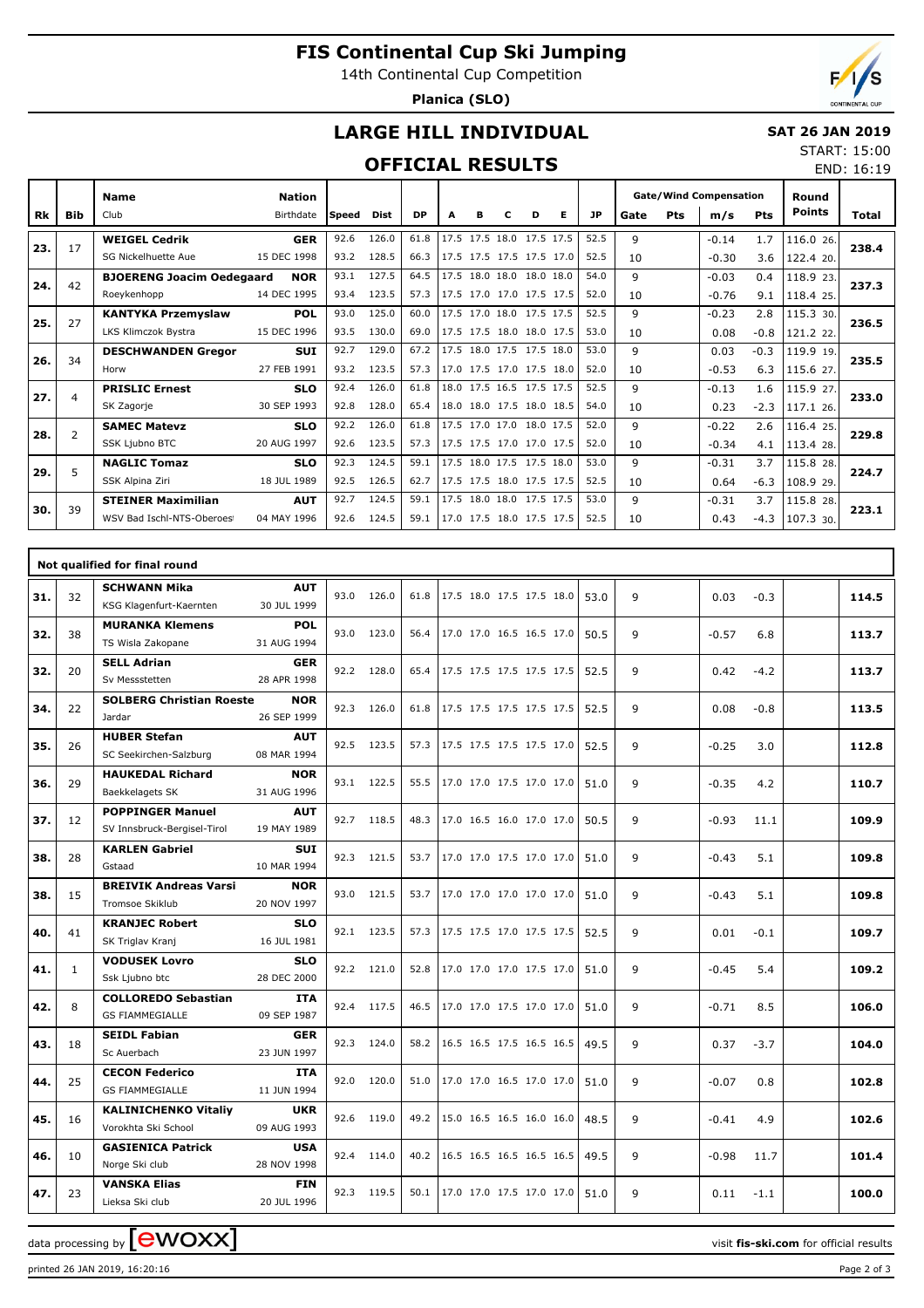# FIS Continental Cup Ski Jumping

14th Continental Cup Competition

**Planica (SLO)**

## LARGE HILL INDIVIDUAL

**SAT 26 JAN 2019**

START: 15:00

END: 16:19

## OFFICIAL RESULTS

| Rk | Bib | Name / Club | Nation / Birthdate | Speed | Dist | DP | A | B | C | D | E | JP | Gate | Pts | m/s | Pts | Round Points | Total |
|---|---|---|---|---|---|---|---|---|---|---|---|---|---|---|---|---|---|---|
| 23. | 17 | **WEIGEL Cedrik** | **GER** | 92.6 | 126.0 | 61.8 | 17.5 | 17.5 | 18.0 | 17.5 | 17.5 | 52.5 | 9 | | -0.14 | 1.7 | 116.0 26. | **238.4** |
| | | SG Nickelhuette Aue | 15 DEC 1998 | 93.2 | 128.5 | 66.3 | 17.5 | 17.5 | 17.5 | 17.5 | 17.0 | 52.5 | 10 | | -0.30 | 3.6 | 122.4 20. | |
| 24. | 42 | **BJOERENG Joacim Oedegaard** | **NOR** | 93.1 | 127.5 | 64.5 | 17.5 | 18.0 | 18.0 | 18.0 | 18.0 | 54.0 | 9 | | -0.03 | 0.4 | 118.9 23. | **237.3** |
| | | Roeykenhopp | 14 DEC 1995 | 93.4 | 123.5 | 57.3 | 17.5 | 17.0 | 17.0 | 17.5 | 17.5 | 52.0 | 10 | | -0.76 | 9.1 | 118.4 25. | |
| 25. | 27 | **KANTYKA Przemyslaw** | **POL** | 93.0 | 125.0 | 60.0 | 17.5 | 17.0 | 18.0 | 17.5 | 17.5 | 52.5 | 9 | | -0.23 | 2.8 | 115.3 30. | **236.5** |
| | | LKS Klimczok Bystra | 15 DEC 1996 | 93.5 | 130.0 | 69.0 | 17.5 | 17.5 | 18.0 | 18.0 | 17.5 | 53.0 | 10 | | 0.08 | -0.8 | 121.2 22. | |
| 26. | 34 | **DESCHWANDEN Gregor** | **SUI** | 92.7 | 129.0 | 67.2 | 17.5 | 18.0 | 17.5 | 17.5 | 18.0 | 53.0 | 9 | | 0.03 | -0.3 | 119.9 19. | **235.5** |
| | | Horw | 27 FEB 1991 | 93.2 | 123.5 | 57.3 | 17.0 | 17.5 | 17.0 | 17.5 | 18.0 | 52.0 | 10 | | -0.53 | 6.3 | 115.6 27. | |
| 27. | 4 | **PRISLIC Ernest** | **SLO** | 92.4 | 126.0 | 61.8 | 18.0 | 17.5 | 16.5 | 17.5 | 17.5 | 52.5 | 9 | | -0.13 | 1.6 | 115.9 27. | **233.0** |
| | | SK Zagorje | 30 SEP 1993 | 92.8 | 128.0 | 65.4 | 18.0 | 18.0 | 17.5 | 18.0 | 18.5 | 54.0 | 10 | | 0.23 | -2.3 | 117.1 26. | |
| 28. | 2 | **SAMEC Matevz** | **SLO** | 92.2 | 126.0 | 61.8 | 17.5 | 17.0 | 17.0 | 18.0 | 17.5 | 52.0 | 9 | | -0.22 | 2.6 | 116.4 25. | **229.8** |
| | | SSK Ljubno BTC | 20 AUG 1997 | 92.6 | 123.5 | 57.3 | 17.5 | 17.5 | 17.0 | 17.0 | 17.5 | 52.0 | 10 | | -0.34 | 4.1 | 113.4 28. | |
| 29. | 5 | **NAGLIC Tomaz** | **SLO** | 92.3 | 124.5 | 59.1 | 17.5 | 18.0 | 17.5 | 17.5 | 18.0 | 53.0 | 9 | | -0.31 | 3.7 | 115.8 28. | **224.7** |
| | | SSK Alpina Ziri | 18 JUL 1989 | 92.5 | 126.5 | 62.7 | 17.5 | 17.5 | 18.0 | 17.5 | 17.5 | 52.5 | 10 | | 0.64 | -6.3 | 108.9 29. | |
| 30. | 39 | **STEINER Maximilian** | **AUT** | 92.7 | 124.5 | 59.1 | 17.5 | 18.0 | 18.0 | 17.5 | 17.5 | 53.0 | 9 | | -0.31 | 3.7 | 115.8 28. | **223.1** |
| | | WSV Bad Ischl-NTS-Oberoes | 04 MAY 1996 | 92.6 | 124.5 | 59.1 | 17.0 | 17.5 | 18.0 | 17.5 | 17.5 | 52.5 | 10 | | 0.43 | -4.3 | 107.3 30. | |

### Not qualified for final round

| Rk | Bib | Name / Club | Nation / Birthdate | Speed | Dist | DP | A | B | C | D | E | JP | Gate | Pts | m/s | Pts | Round Points | Total |
|---|---|---|---|---|---|---|---|---|---|---|---|---|---|---|---|---|---|---|
| 31. | 32 | **SCHWANN Mika** / KSG Klagenfurt-Kaernten | **AUT** / 30 JUL 1999 | 93.0 | 126.0 | 61.8 | 17.5 | 18.0 | 17.5 | 17.5 | 18.0 | 53.0 | 9 | | 0.03 | -0.3 | | **114.5** |
| 32. | 38 | **MURANKA Klemens** / TS Wisla Zakopane | **POL** / 31 AUG 1994 | 93.0 | 123.0 | 56.4 | 17.0 | 17.0 | 16.5 | 16.5 | 17.0 | 50.5 | 9 | | -0.57 | 6.8 | | **113.7** |
| 32. | 20 | **SELL Adrian** / Sv Messstetten | **GER** / 28 APR 1998 | 92.2 | 128.0 | 65.4 | 17.5 | 17.5 | 17.5 | 17.5 | 17.5 | 52.5 | 9 | | 0.42 | -4.2 | | **113.7** |
| 34. | 22 | **SOLBERG Christian Roeste** / Jardar | **NOR** / 26 SEP 1999 | 92.3 | 126.0 | 61.8 | 17.5 | 17.5 | 17.5 | 17.5 | 17.5 | 52.5 | 9 | | 0.08 | -0.8 | | **113.5** |
| 35. | 26 | **HUBER Stefan** / SC Seekirchen-Salzburg | **AUT** / 08 MAR 1994 | 92.5 | 123.5 | 57.3 | 17.5 | 17.5 | 17.5 | 17.5 | 17.0 | 52.5 | 9 | | -0.25 | 3.0 | | **112.8** |
| 36. | 29 | **HAUKEDAL Richard** / Baekkelagets SK | **NOR** / 31 AUG 1996 | 93.1 | 122.5 | 55.5 | 17.0 | 17.0 | 17.5 | 17.0 | 17.0 | 51.0 | 9 | | -0.35 | 4.2 | | **110.7** |
| 37. | 12 | **POPPINGER Manuel** / SV Innsbruck-Bergisel-Tirol | **AUT** / 19 MAY 1989 | 92.7 | 118.5 | 48.3 | 17.0 | 16.5 | 16.0 | 17.0 | 17.0 | 50.5 | 9 | | -0.93 | 11.1 | | **109.9** |
| 38. | 28 | **KARLEN Gabriel** / Gstaad | **SUI** / 10 MAR 1994 | 92.3 | 121.5 | 53.7 | 17.0 | 17.0 | 17.5 | 17.0 | 17.0 | 51.0 | 9 | | -0.43 | 5.1 | | **109.8** |
| 38. | 15 | **BREIVIK Andreas Varsi** / Tromsoe Skiklub | **NOR** / 20 NOV 1997 | 93.0 | 121.5 | 53.7 | 17.0 | 17.0 | 17.0 | 17.0 | 17.0 | 51.0 | 9 | | -0.43 | 5.1 | | **109.8** |
| 40. | 41 | **KRANJEC Robert** / SK Triglav Kranj | **SLO** / 16 JUL 1981 | 92.1 | 123.5 | 57.3 | 17.5 | 17.5 | 17.0 | 17.5 | 17.5 | 52.5 | 9 | | 0.01 | -0.1 | | **109.7** |
| 41. | 1 | **VODUSEK Lovro** / Ssk Ljubno btc | **SLO** / 28 DEC 2000 | 92.2 | 121.0 | 52.8 | 17.0 | 17.0 | 17.0 | 17.5 | 17.0 | 51.0 | 9 | | -0.45 | 5.4 | | **109.2** |
| 42. | 8 | **COLLOREDO Sebastian** / GS FIAMMEGIALLE | **ITA** / 09 SEP 1987 | 92.4 | 117.5 | 46.5 | 17.0 | 17.0 | 17.5 | 17.0 | 17.0 | 51.0 | 9 | | -0.71 | 8.5 | | **106.0** |
| 43. | 18 | **SEIDL Fabian** / Sc Auerbach | **GER** / 23 JUN 1997 | 92.3 | 124.0 | 58.2 | 16.5 | 16.5 | 17.5 | 16.5 | 16.5 | 49.5 | 9 | | 0.37 | -3.7 | | **104.0** |
| 44. | 25 | **CECON Federico** / GS FIAMMEGIALLE | **ITA** / 11 JUN 1994 | 92.0 | 120.0 | 51.0 | 17.0 | 17.0 | 16.5 | 17.0 | 17.0 | 51.0 | 9 | | -0.07 | 0.8 | | **102.8** |
| 45. | 16 | **KALINICHENKO Vitaliy** / Vorokhta Ski School | **UKR** / 09 AUG 1993 | 92.6 | 119.0 | 49.2 | 15.0 | 16.5 | 16.5 | 16.0 | 16.0 | 48.5 | 9 | | -0.41 | 4.9 | | **102.6** |
| 46. | 10 | **GASIENICA Patrick** / Norge Ski club | **USA** / 28 NOV 1998 | 92.4 | 114.0 | 40.2 | 16.5 | 16.5 | 16.5 | 16.5 | 16.5 | 49.5 | 9 | | -0.98 | 11.7 | | **101.4** |
| 47. | 23 | **VANSKA Elias** / Lieksa Ski club | **FIN** / 20 JUL 1996 | 92.3 | 119.5 | 50.1 | 17.0 | 17.0 | 17.5 | 17.0 | 17.0 | 51.0 | 9 | | 0.11 | -1.1 | | **100.0** |

data processing by EWOXX — visit **fis-ski.com** for official results

printed 26 JAN 2019, 16:20:16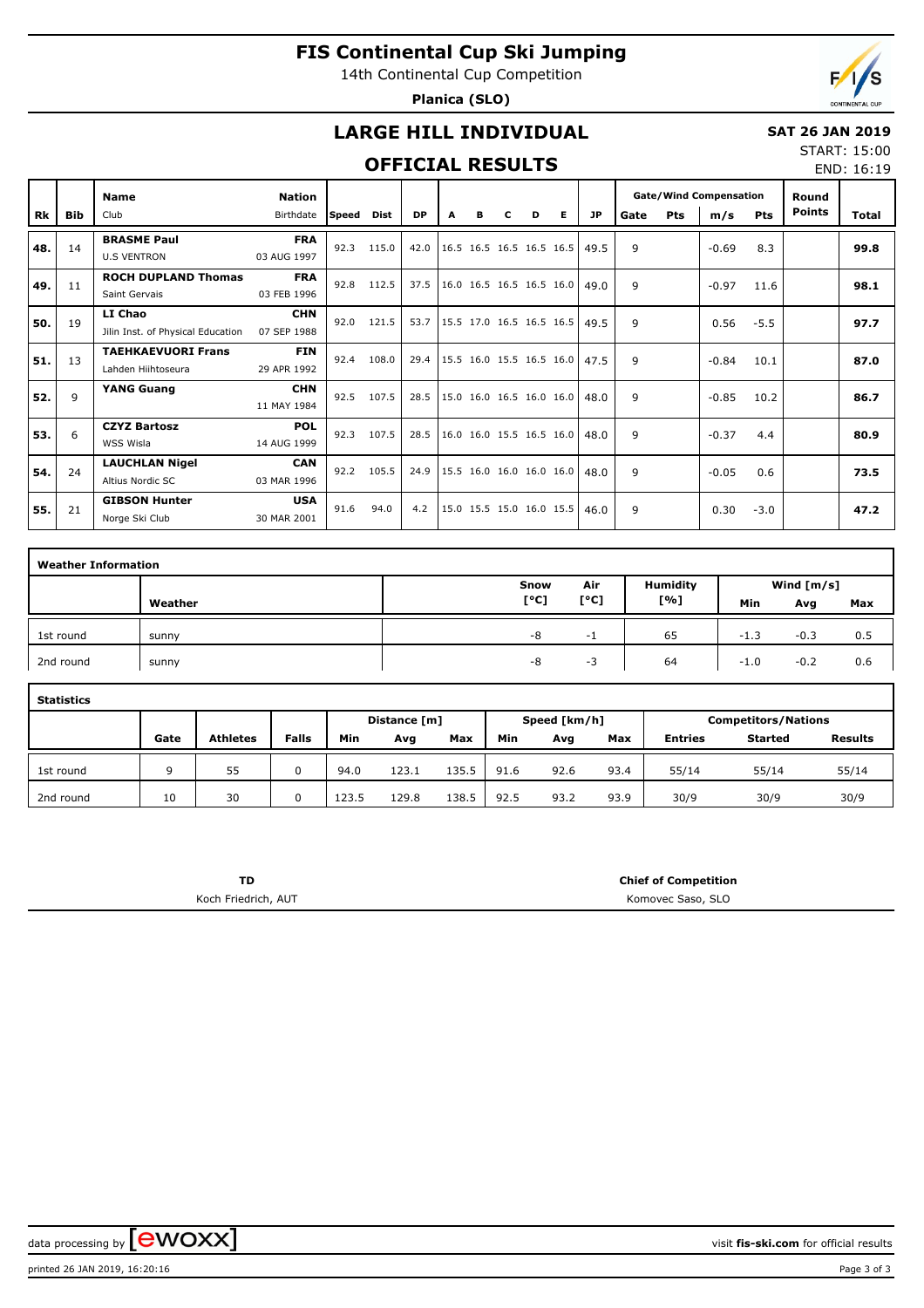# FIS Continental Cup Ski Jumping

14th Continental Cup Competition

**Planica (SLO)**

## LARGE HILL INDIVIDUAL

**SAT 26 JAN 2019**

START: 15:00
END: 16:19

## OFFICIAL RESULTS

| Rk | Bib | Name / Club | Nation / Birthdate | Speed | Dist | DP | A | B | C | D | E | JP | Gate | Pts | m/s | Pts | Round Points | Total |
|---|---|---|---|---|---|---|---|---|---|---|---|---|---|---|---|---|---|---|
| 48. | 14 | **BRASME Paul** U.S VENTRON | **FRA** 03 AUG 1997 | 92.3 | 115.0 | 42.0 | 16.5 | 16.5 | 16.5 | 16.5 | 16.5 | 49.5 | 9 | | -0.69 | 8.3 | | **99.8** |
| 49. | 11 | **ROCH DUPLAND Thomas** Saint Gervais | **FRA** 03 FEB 1996 | 92.8 | 112.5 | 37.5 | 16.0 | 16.5 | 16.5 | 16.5 | 16.0 | 49.0 | 9 | | -0.97 | 11.6 | | **98.1** |
| 50. | 19 | **LI Chao** Jilin Inst. of Physical Education | **CHN** 07 SEP 1988 | 92.0 | 121.5 | 53.7 | 15.5 | 17.0 | 16.5 | 16.5 | 16.5 | 49.5 | 9 | | 0.56 | -5.5 | | **97.7** |
| 51. | 13 | **TAEHKAEVUORI Frans** Lahden Hiihtoseura | **FIN** 29 APR 1992 | 92.4 | 108.0 | 29.4 | 15.5 | 16.0 | 15.5 | 16.5 | 16.0 | 47.5 | 9 | | -0.84 | 10.1 | | **87.0** |
| 52. | 9 | **YANG Guang** | **CHN** 11 MAY 1984 | 92.5 | 107.5 | 28.5 | 15.0 | 16.0 | 16.5 | 16.0 | 16.0 | 48.0 | 9 | | -0.85 | 10.2 | | **86.7** |
| 53. | 6 | **CZYZ Bartosz** WSS Wisla | **POL** 14 AUG 1999 | 92.3 | 107.5 | 28.5 | 16.0 | 16.0 | 15.5 | 16.5 | 16.0 | 48.0 | 9 | | -0.37 | 4.4 | | **80.9** |
| 54. | 24 | **LAUCHLAN Nigel** Altius Nordic SC | **CAN** 03 MAR 1996 | 92.2 | 105.5 | 24.9 | 15.5 | 16.0 | 16.0 | 16.0 | 16.0 | 48.0 | 9 | | -0.05 | 0.6 | | **73.5** |
| 55. | 21 | **GIBSON Hunter** Norge Ski Club | **USA** 30 MAR 2001 | 91.6 | 94.0 | 4.2 | 15.0 | 15.5 | 15.0 | 16.0 | 15.5 | 46.0 | 9 | | 0.30 | -3.0 | | **47.2** |

**Weather Information**

| | Weather | Snow [°C] | Air [°C] | Humidity [%] | Wind [m/s] Min | Avg | Max |
|---|---|---|---|---|---|---|---|
| 1st round | sunny | -8 | -1 | 65 | -1.3 | -0.3 | 0.5 |
| 2nd round | sunny | -8 | -3 | 64 | -1.0 | -0.2 | 0.6 |

**Statistics**

| | Gate | Athletes | Falls | Distance [m] Min | Avg | Max | Speed [km/h] Min | Avg | Max | Competitors/Nations Entries | Started | Results |
|---|---|---|---|---|---|---|---|---|---|---|---|---|
| 1st round | 9 | 55 | 0 | 94.0 | 123.1 | 135.5 | 91.6 | 92.6 | 93.4 | 55/14 | 55/14 | 55/14 |
| 2nd round | 10 | 30 | 0 | 123.5 | 129.8 | 138.5 | 92.5 | 93.2 | 93.9 | 30/9 | 30/9 | 30/9 |

**TD**
Koch Friedrich, AUT

**Chief of Competition**
Komovec Saso, SLO

data processing by ewoxx — visit **fis-ski.com** for official results

printed 26 JAN 2019, 16:20:16